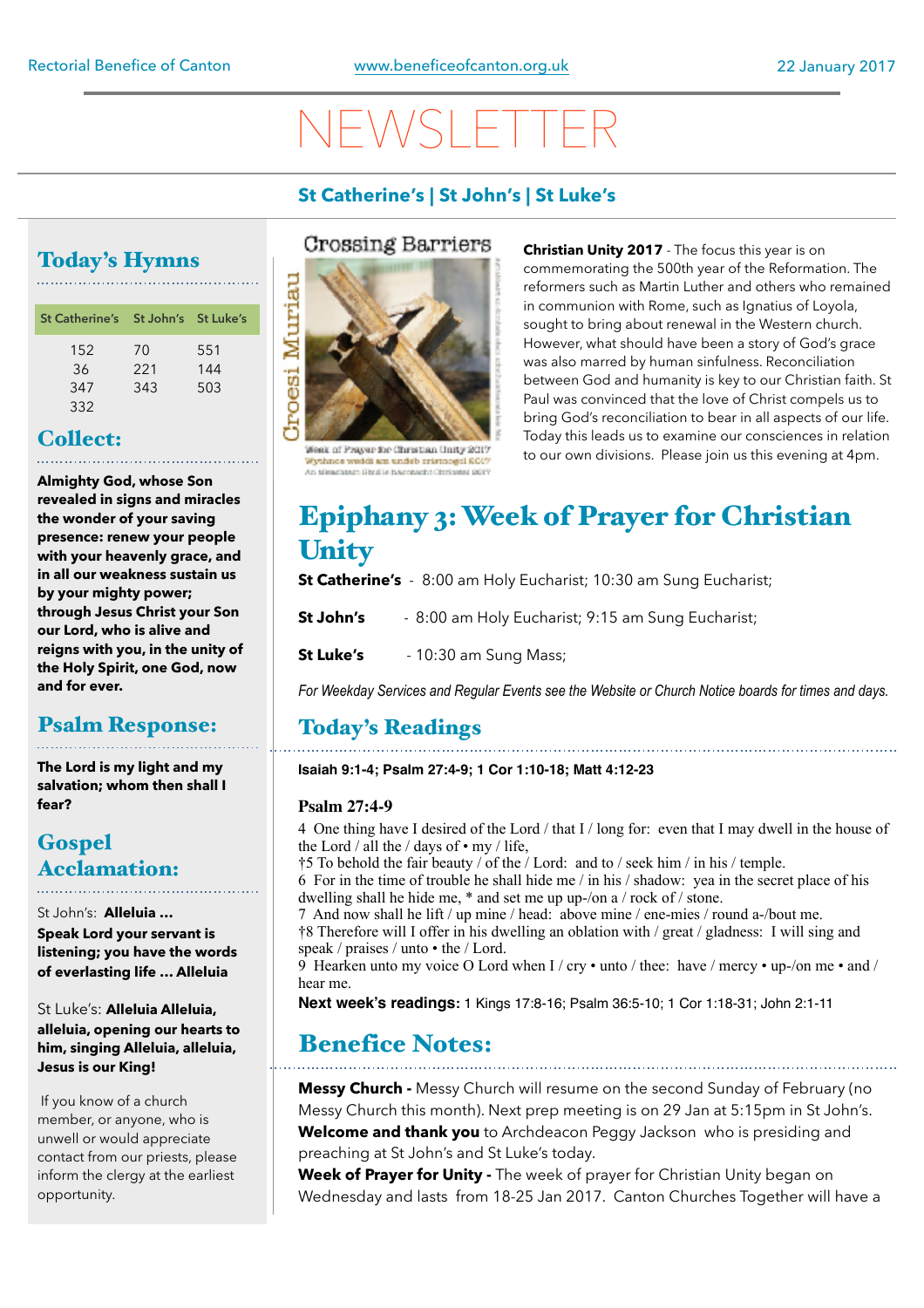Rectorial Benefice of Canton | www.beneficeofcanton.org.uk | 22 January 2017

# NEWSLETTER

**St Catherine's | St John's | St Luke's**

## Today's Hymns

| St Catherine's | St John's | St Luke's |
|---|---|---|
| 152 | 70 | 551 |
| 36 | 221 | 144 |
| 347 | 343 | 503 |
| 332 | | |

## Collect:

**Almighty God, whose Son revealed in signs and miracles the wonder of your saving presence: renew your people with your heavenly grace, and in all our weakness sustain us by your mighty power; through Jesus Christ your Son our Lord, who is alive and reigns with you, in the unity of the Holy Spirit, one God, now and for ever.**

## Psalm Response:

**The Lord is my light and my salvation; whom then shall I fear?**

## Gospel Acclamation:

St John's: **Alleluia … Speak Lord your servant is listening; you have the words of everlasting life … Alleluia**

St Luke's: **Alleluia Alleluia, alleluia, opening our hearts to him, singing Alleluia, alleluia, Jesus is our King!**

If you know of a church member, or anyone, who is unwell or would appreciate contact from our priests, please inform the clergy at the earliest opportunity.

Crossing Barriers
Croesi Muriau
Week of Prayer for Christian Unity 2017
Wythnos weddi am undeb cristnogol 2017
An t-Seachdain Ùrnaigh airson Aonachd Chrìosdail 2017

**Christian Unity 2017** - The focus this year is on commemorating the 500th year of the Reformation. The reformers such as Martin Luther and others who remained in communion with Rome, such as Ignatius of Loyola, sought to bring about renewal in the Western church. However, what should have been a story of God's grace was also marred by human sinfulness. Reconciliation between God and humanity is key to our Christian faith. St Paul was convinced that the love of Christ compels us to bring God's reconciliation to bear in all aspects of our life. Today this leads us to examine our consciences in relation to our own divisions. Please join us this evening at 4pm.

# Epiphany 3: Week of Prayer for Christian Unity

**St Catherine's** - 8:00 am Holy Eucharist; 10:30 am Sung Eucharist;

**St John's** - 8:00 am Holy Eucharist; 9:15 am Sung Eucharist;

**St Luke's** - 10:30 am Sung Mass;

*For Weekday Services and Regular Events see the Website or Church Notice boards for times and days.*

## Today's Readings

**Isaiah 9:1-4; Psalm 27:4-9; 1 Cor 1:10-18; Matt 4:12-23**

**Psalm 27:4-9**

4 One thing have I desired of the Lord / that I / long for: even that I may dwell in the house of the Lord / all the / days of • my / life,
†5 To behold the fair beauty / of the / Lord: and to / seek him / in his / temple.
6 For in the time of trouble he shall hide me / in his / shadow: yea in the secret place of his dwelling shall he hide me, * and set me up up-/on a / rock of / stone.
7 And now shall he lift / up mine / head: above mine / ene-mies / round a-/bout me.
†8 Therefore will I offer in his dwelling an oblation with / great / gladness: I will sing and speak / praises / unto • the / Lord.
9 Hearken unto my voice O Lord when I / cry • unto / thee: have / mercy • up-/on me • and / hear me.

**Next week's readings:** 1 Kings 17:8-16; Psalm 36:5-10; 1 Cor 1:18-31; John 2:1-11

## Benefice Notes:

**Messy Church -** Messy Church will resume on the second Sunday of February (no Messy Church this month). Next prep meeting is on 29 Jan at 5:15pm in St John's.
**Welcome and thank you** to Archdeacon Peggy Jackson who is presiding and preaching at St John's and St Luke's today.
**Week of Prayer for Unity -** The week of prayer for Christian Unity began on Wednesday and lasts from 18-25 Jan 2017. Canton Churches Together will have a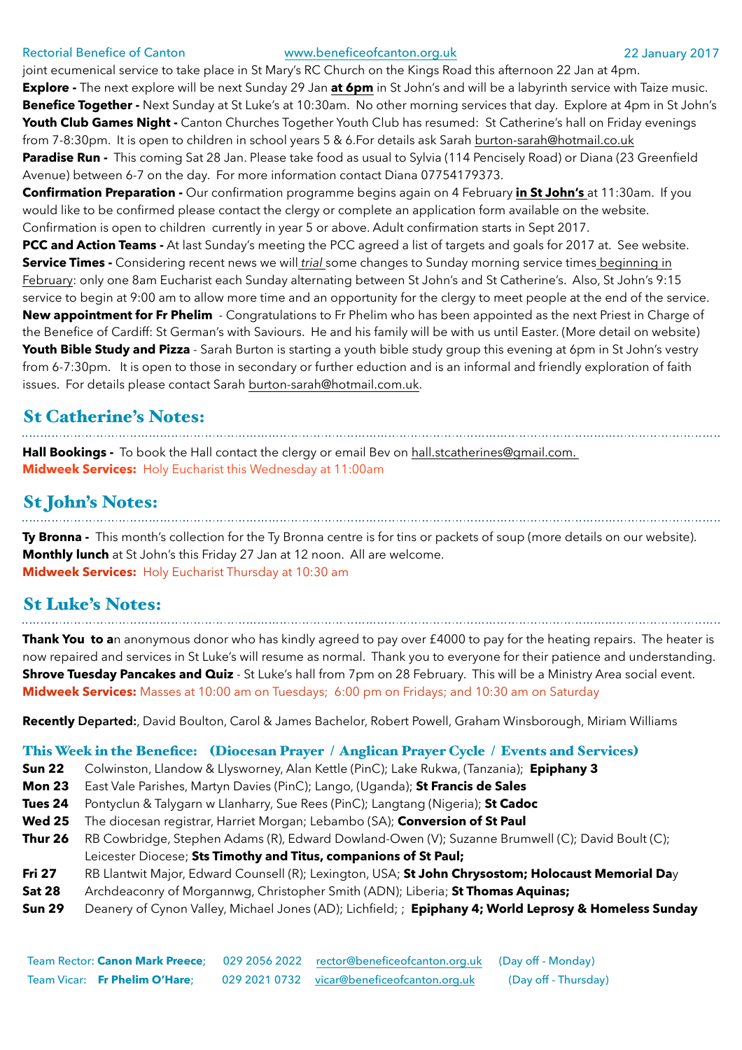joint ecumenical service to take place in St Mary's RC Church on the Kings Road this afternoon 22 Jan at 4pm.

**Explore -** The next explore will be next Sunday 29 Jan **at 6pm** in St John's and will be a labyrinth service with Taize music.

**Benefice Together -** Next Sunday at St Luke's at 10:30am. No other morning services that day. Explore at 4pm in St John's

**Youth Club Games Night -** Canton Churches Together Youth Club has resumed: St Catherine's hall on Friday evenings from 7-8:30pm. It is open to children in school years 5 & 6.For details ask Sarah burton-sarah@hotmail.co.uk

**Paradise Run -** This coming Sat 28 Jan. Please take food as usual to Sylvia (114 Pencisely Road) or Diana (23 Greenfield Avenue) between 6-7 on the day. For more information contact Diana 07754179373.

**Confirmation Preparation -** Our confirmation programme begins again on 4 February **in St John's** at 11:30am. If you would like to be confirmed please contact the clergy or complete an application form available on the website. Confirmation is open to children currently in year 5 or above. Adult confirmation starts in Sept 2017.

**PCC and Action Teams -** At last Sunday's meeting the PCC agreed a list of targets and goals for 2017 at. See website.

**Service Times -** Considering recent news we will *trial* some changes to Sunday morning service times beginning in February: only one 8am Eucharist each Sunday alternating between St John's and St Catherine's. Also, St John's 9:15 service to begin at 9:00 am to allow more time and an opportunity for the clergy to meet people at the end of the service.

**New appointment for Fr Phelim** - Congratulations to Fr Phelim who has been appointed as the next Priest in Charge of the Benefice of Cardiff: St German's with Saviours. He and his family will be with us until Easter. (More detail on website)

**Youth Bible Study and Pizza** - Sarah Burton is starting a youth bible study group this evening at 6pm in St John's vestry from 6-7:30pm. It is open to those in secondary or further eduction and is an informal and friendly exploration of faith issues. For details please contact Sarah burton-sarah@hotmail.com.uk.

## St Catherine's Notes:

**Hall Bookings -** To book the Hall contact the clergy or email Bev on hall.stcatherines@gmail.com.

**Midweek Services:** Holy Eucharist this Wednesday at 11:00am

## St John's Notes:

**Ty Bronna -** This month's collection for the Ty Bronna centre is for tins or packets of soup (more details on our website).

**Monthly lunch** at St John's this Friday 27 Jan at 12 noon. All are welcome.

**Midweek Services:** Holy Eucharist Thursday at 10:30 am

## St Luke's Notes:

**Thank You to a**n anonymous donor who has kindly agreed to pay over £4000 to pay for the heating repairs. The heater is now repaired and services in St Luke's will resume as normal. Thank you to everyone for their patience and understanding.

**Shrove Tuesday Pancakes and Quiz** - St Luke's hall from 7pm on 28 February. This will be a Ministry Area social event.

**Midweek Services:** Masses at 10:00 am on Tuesdays; 6:00 pm on Fridays; and 10:30 am on Saturday

**Recently Departed:**, David Boulton, Carol & James Bachelor, Robert Powell, Graham Winsborough, Miriam Williams

## This Week in the Benefice: (Diocesan Prayer / Anglican Prayer Cycle / Events and Services)

**Sun 22** Colwinston, Llandow & Llysworney, Alan Kettle (PinC); Lake Rukwa, (Tanzania); **Epiphany 3**

**Mon 23** East Vale Parishes, Martyn Davies (PinC); Lango, (Uganda); **St Francis de Sales**

**Tues 24** Pontyclun & Talygarn w Llanharry, Sue Rees (PinC); Langtang (Nigeria); **St Cadoc**

**Wed 25** The diocesan registrar, Harriet Morgan; Lebambo (SA); **Conversion of St Paul**

**Thur 26** RB Cowbridge, Stephen Adams (R), Edward Dowland-Owen (V); Suzanne Brumwell (C); David Boult (C); Leicester Diocese; **Sts Timothy and Titus, companions of St Paul;**

**Fri 27** RB Llantwit Major, Edward Counsell (R); Lexington, USA; **St John Chrysostom; Holocaust Memorial Da**y

**Sat 28** Archdeaconry of Morgannwg, Christopher Smith (ADN); Liberia; **St Thomas Aquinas;**

**Sun 29** Deanery of Cynon Valley, Michael Jones (AD); Lichfield; ; **Epiphany 4; World Leprosy & Homeless Sunday**

Team Rector: **Canon Mark Preece**; 029 2056 2022 rector@beneficeofcanton.org.uk (Day off - Monday)

Team Vicar: **Fr Phelim O'Hare**; 029 2021 0732 vicar@beneficeofcanton.org.uk (Day off - Thursday)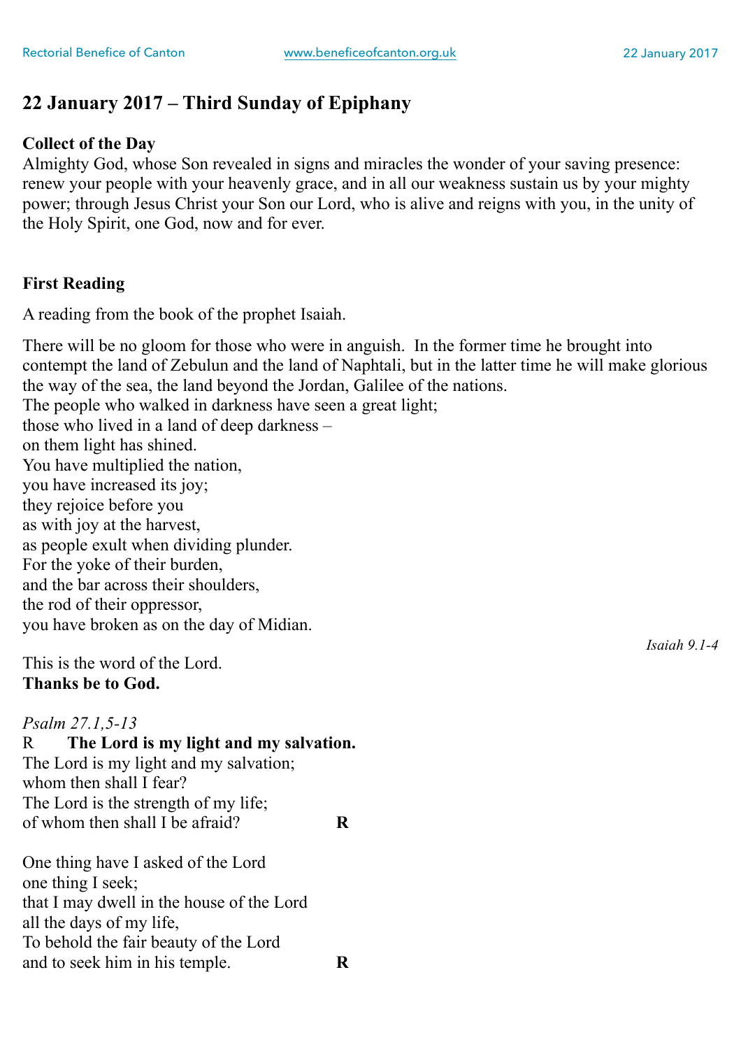## 22 January 2017 – Third Sunday of Epiphany

**Collect of the Day**
Almighty God, whose Son revealed in signs and miracles the wonder of your saving presence: renew your people with your heavenly grace, and in all our weakness sustain us by your mighty power; through Jesus Christ your Son our Lord, who is alive and reigns with you, in the unity of the Holy Spirit, one God, now and for ever.

**First Reading**

A reading from the book of the prophet Isaiah.

There will be no gloom for those who were in anguish. In the former time he brought into contempt the land of Zebulun and the land of Naphtali, but in the latter time he will make glorious the way of the sea, the land beyond the Jordan, Galilee of the nations.
The people who walked in darkness have seen a great light;
those who lived in a land of deep darkness –
on them light has shined.
You have multiplied the nation,
you have increased its joy;
they rejoice before you
as with joy at the harvest,
as people exult when dividing plunder.
For the yoke of their burden,
and the bar across their shoulders,
the rod of their oppressor,
you have broken as on the day of Midian.

*Isaiah 9.1-4*

This is the word of the Lord.
**Thanks be to God.**

*Psalm 27.1,5-13*
R **The Lord is my light and my salvation.**
The Lord is my light and my salvation;
whom then shall I fear?
The Lord is the strength of my life;
of whom then shall I be afraid? **R**

One thing have I asked of the Lord
one thing I seek;
that I may dwell in the house of the Lord
all the days of my life,
To behold the fair beauty of the Lord
and to seek him in his temple. **R**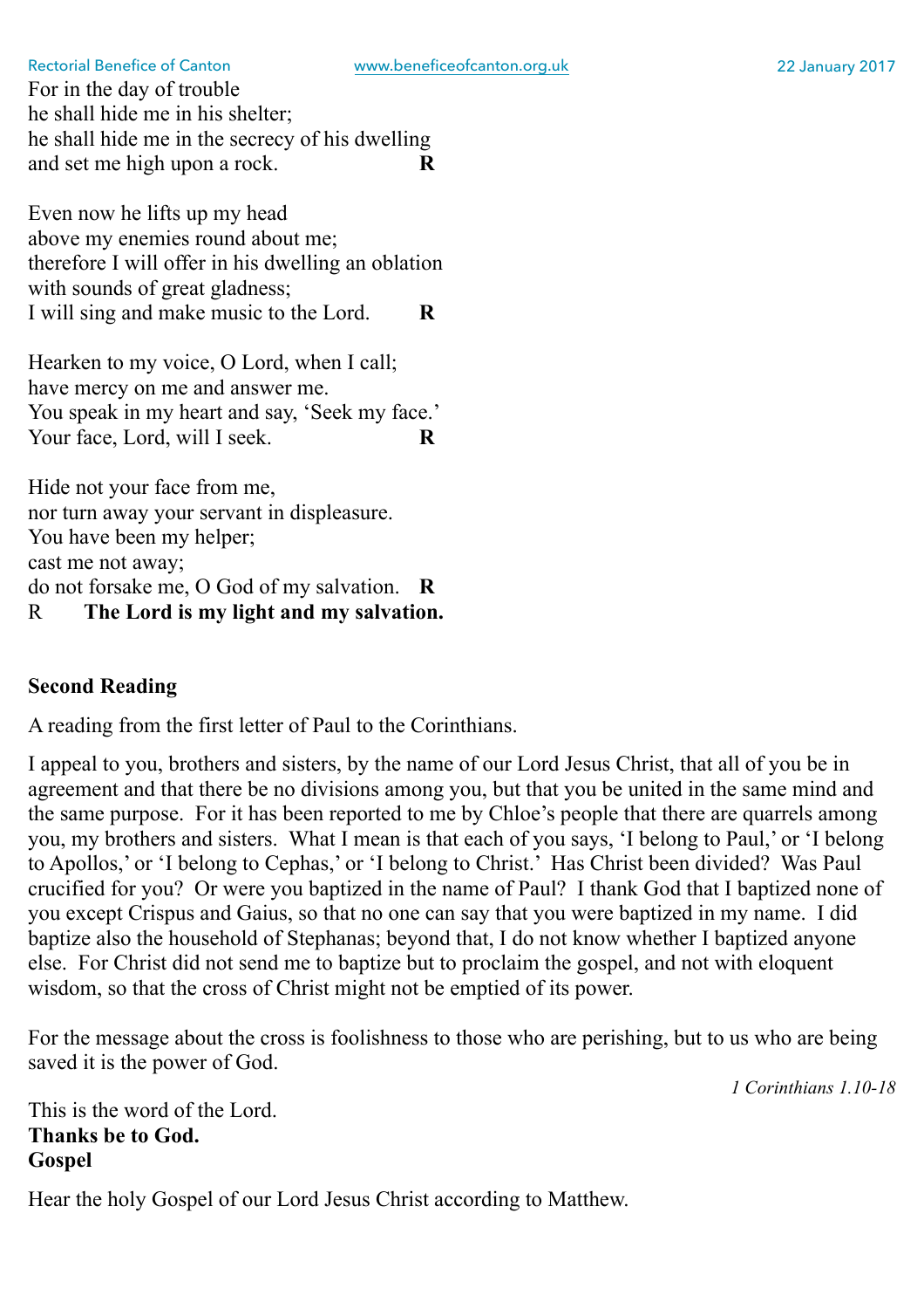For in the day of trouble
he shall hide me in his shelter;
he shall hide me in the secrecy of his dwelling
and set me high upon a rock. **R**

Even now he lifts up my head
above my enemies round about me;
therefore I will offer in his dwelling an oblation
with sounds of great gladness;
I will sing and make music to the Lord. **R**

Hearken to my voice, O Lord, when I call;
have mercy on me and answer me.
You speak in my heart and say, 'Seek my face.'
Your face, Lord, will I seek. **R**

Hide not your face from me,
nor turn away your servant in displeasure.
You have been my helper;
cast me not away;
do not forsake me, O God of my salvation. **R**

R **The Lord is my light and my salvation.**

**Second Reading**

A reading from the first letter of Paul to the Corinthians.

I appeal to you, brothers and sisters, by the name of our Lord Jesus Christ, that all of you be in agreement and that there be no divisions among you, but that you be united in the same mind and the same purpose. For it has been reported to me by Chloe's people that there are quarrels among you, my brothers and sisters. What I mean is that each of you says, 'I belong to Paul,' or 'I belong to Apollos,' or 'I belong to Cephas,' or 'I belong to Christ.' Has Christ been divided? Was Paul crucified for you? Or were you baptized in the name of Paul? I thank God that I baptized none of you except Crispus and Gaius, so that no one can say that you were baptized in my name. I did baptize also the household of Stephanas; beyond that, I do not know whether I baptized anyone else. For Christ did not send me to baptize but to proclaim the gospel, and not with eloquent wisdom, so that the cross of Christ might not be emptied of its power.

For the message about the cross is foolishness to those who are perishing, but to us who are being saved it is the power of God.

*1 Corinthians 1.10-18*

This is the word of the Lord.
**Thanks be to God.**

**Gospel**

Hear the holy Gospel of our Lord Jesus Christ according to Matthew.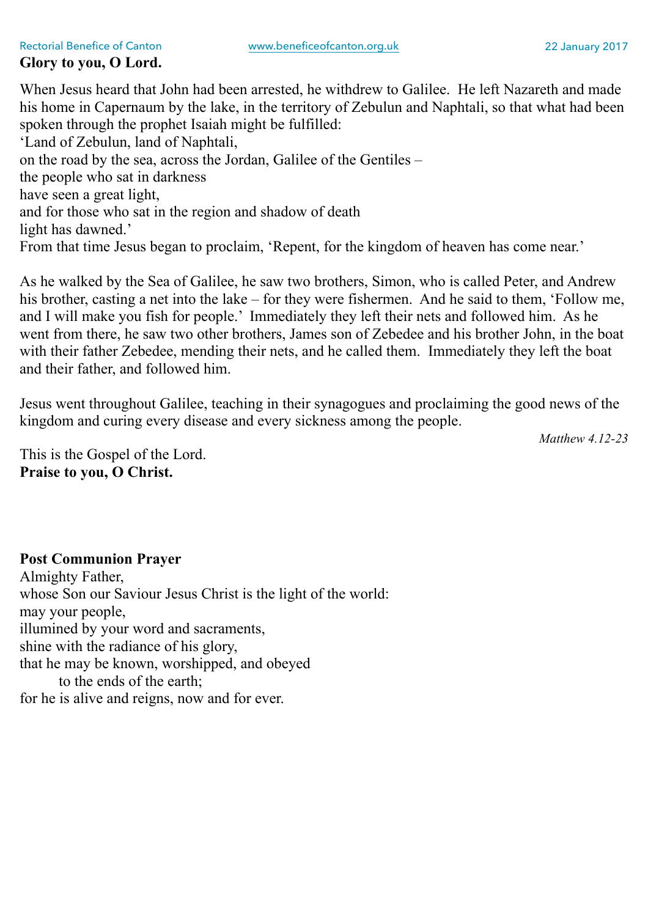**Glory to you, O Lord.**

When Jesus heard that John had been arrested, he withdrew to Galilee. He left Nazareth and made his home in Capernaum by the lake, in the territory of Zebulun and Naphtali, so that what had been spoken through the prophet Isaiah might be fulfilled:
'Land of Zebulun, land of Naphtali,
on the road by the sea, across the Jordan, Galilee of the Gentiles –
the people who sat in darkness
have seen a great light,
and for those who sat in the region and shadow of death
light has dawned.'
From that time Jesus began to proclaim, 'Repent, for the kingdom of heaven has come near.'

As he walked by the Sea of Galilee, he saw two brothers, Simon, who is called Peter, and Andrew his brother, casting a net into the lake – for they were fishermen. And he said to them, 'Follow me, and I will make you fish for people.' Immediately they left their nets and followed him. As he went from there, he saw two other brothers, James son of Zebedee and his brother John, in the boat with their father Zebedee, mending their nets, and he called them. Immediately they left the boat and their father, and followed him.

Jesus went throughout Galilee, teaching in their synagogues and proclaiming the good news of the kingdom and curing every disease and every sickness among the people.

*Matthew 4.12-23*

This is the Gospel of the Lord.
**Praise to you, O Christ.**

**Post Communion Prayer**

Almighty Father,
whose Son our Saviour Jesus Christ is the light of the world:
may your people,
illumined by your word and sacraments,
shine with the radiance of his glory,
that he may be known, worshipped, and obeyed
to the ends of the earth;
for he is alive and reigns, now and for ever.